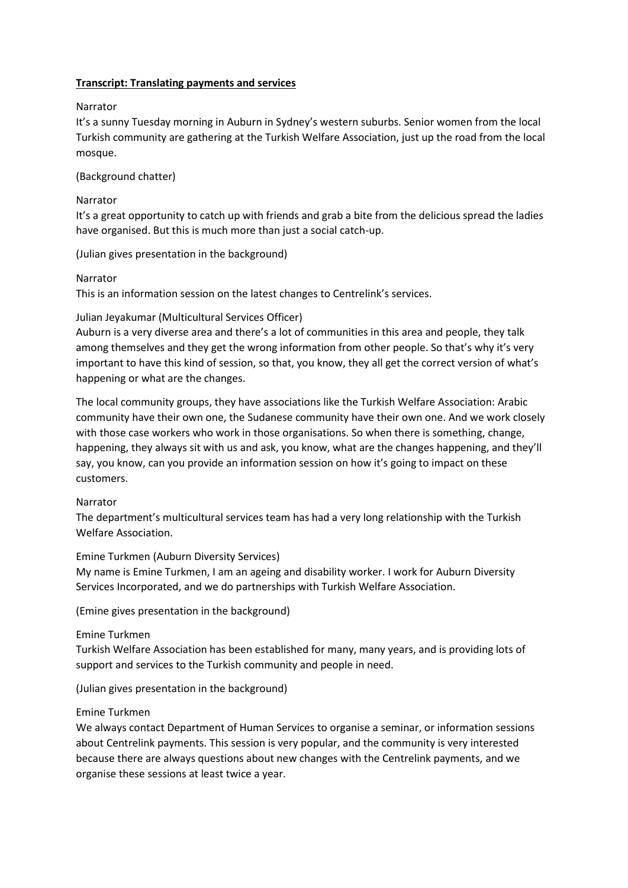**Transcript: Translating payments and services**

Narrator
It's a sunny Tuesday morning in Auburn in Sydney's western suburbs. Senior women from the local Turkish community are gathering at the Turkish Welfare Association, just up the road from the local mosque.

(Background chatter)

Narrator
It's a great opportunity to catch up with friends and grab a bite from the delicious spread the ladies have organised. But this is much more than just a social catch-up.

(Julian gives presentation in the background)

Narrator
This is an information session on the latest changes to Centrelink's services.

Julian Jeyakumar (Multicultural Services Officer)
Auburn is a very diverse area and there's a lot of communities in this area and people, they talk among themselves and they get the wrong information from other people. So that's why it's very important to have this kind of session, so that, you know, they all get the correct version of what's happening or what are the changes.

The local community groups, they have associations like the Turkish Welfare Association: Arabic community have their own one, the Sudanese community have their own one. And we work closely with those case workers who work in those organisations. So when there is something, change, happening, they always sit with us and ask, you know, what are the changes happening, and they'll say, you know, can you provide an information session on how it's going to impact on these customers.

Narrator
The department's multicultural services team has had a very long relationship with the Turkish Welfare Association.

Emine Turkmen (Auburn Diversity Services)
My name is Emine Turkmen, I am an ageing and disability worker. I work for Auburn Diversity Services Incorporated, and we do partnerships with Turkish Welfare Association.

(Emine gives presentation in the background)

Emine Turkmen
Turkish Welfare Association has been established for many, many years, and is providing lots of support and services to the Turkish community and people in need.

(Julian gives presentation in the background)

Emine Turkmen
We always contact Department of Human Services to organise a seminar, or information sessions about Centrelink payments. This session is very popular, and the community is very interested because there are always questions about new changes with the Centrelink payments, and we organise these sessions at least twice a year.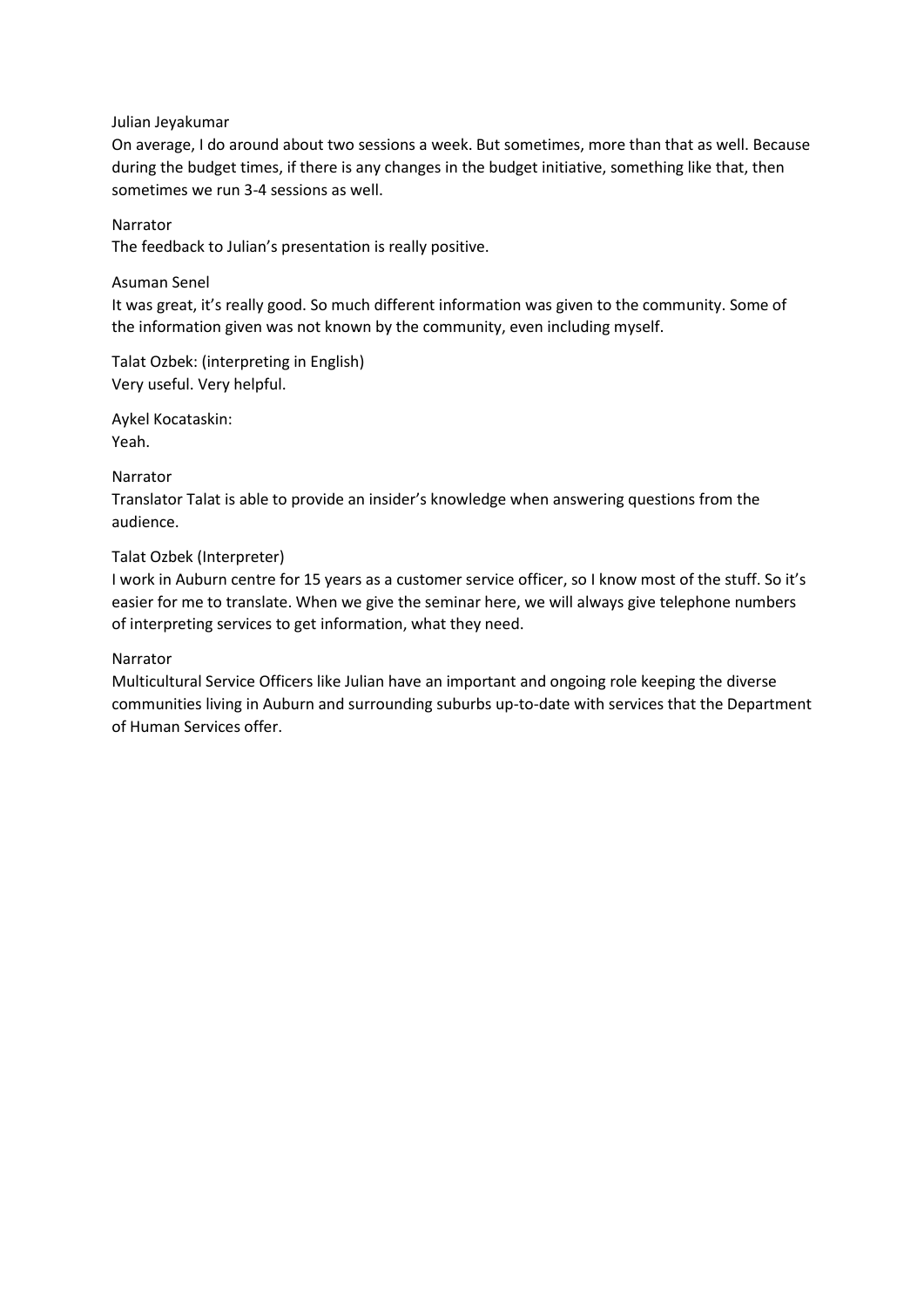Julian Jeyakumar

On average, I do around about two sessions a week. But sometimes, more than that as well. Because during the budget times, if there is any changes in the budget initiative, something like that, then sometimes we run 3-4 sessions as well.

Narrator

The feedback to Julian's presentation is really positive.

Asuman Senel

It was great, it's really good. So much different information was given to the community. Some of the information given was not known by the community, even including myself.

Talat Ozbek: (interpreting in English)

Very useful. Very helpful.

Aykel Kocataskin:

Yeah.

Narrator

Translator Talat is able to provide an insider's knowledge when answering questions from the audience.

Talat Ozbek (Interpreter)

I work in Auburn centre for 15 years as a customer service officer, so I know most of the stuff. So it's easier for me to translate. When we give the seminar here, we will always give telephone numbers of interpreting services to get information, what they need.

Narrator

Multicultural Service Officers like Julian have an important and ongoing role keeping the diverse communities living in Auburn and surrounding suburbs up-to-date with services that the Department of Human Services offer.